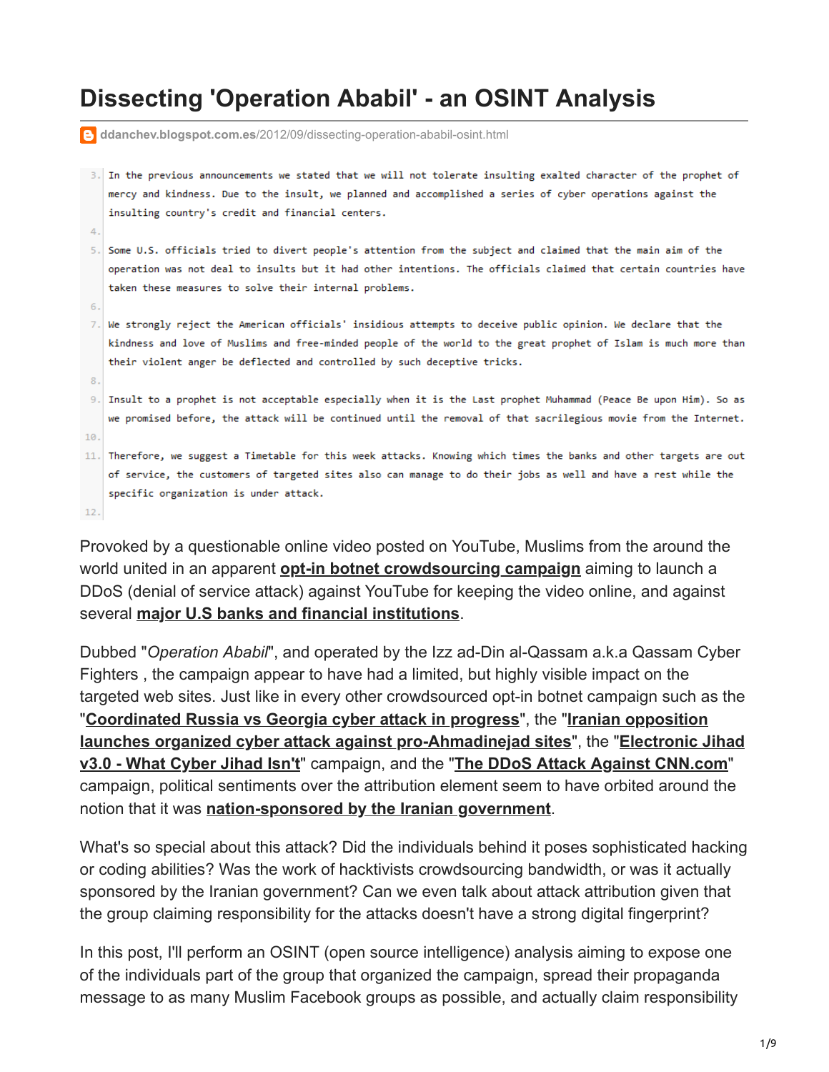# Dissecting 'Operation Ababil' - an OSINT Analysis

ddanchev.blogspot.com.es/2012/09/dissecting-operation-ababil-osint.html

```
3.  In the previous announcements we stated that we will not tolerate insulting exalted character of the prophet of
    mercy and kindness. Due to the insult, we planned and accomplished a series of cyber operations against the
    insulting country's credit and financial centers.
4.
5.  Some U.S. officials tried to divert people's attention from the subject and claimed that the main aim of the
    operation was not deal to insults but it had other intentions. The officials claimed that certain countries have
    taken these measures to solve their internal problems.
6.
7.  We strongly reject the American officials' insidious attempts to deceive public opinion. We declare that the
    kindness and love of Muslims and free-minded people of the world to the great prophet of Islam is much more than
    their violent anger be deflected and controlled by such deceptive tricks.
8.
9.  Insult to a prophet is not acceptable especially when it is the Last prophet Muhammad (Peace Be upon Him). So as
    we promised before, the attack will be continued until the removal of that sacrilegious movie from the Internet.
10.
11. Therefore, we suggest a Timetable for this week attacks. Knowing which times the banks and other targets are out
    of service, the customers of targeted sites also can manage to do their jobs as well and have a rest while the
    specific organization is under attack.
12.
```

Provoked by a questionable online video posted on YouTube, Muslims from the around the world united in an apparent **opt-in botnet crowdsourcing campaign** aiming to launch a DDoS (denial of service attack) against YouTube for keeping the video online, and against several **major U.S banks and financial institutions**.

Dubbed "*Operation Ababil*", and operated by the Izz ad-Din al-Qassam a.k.a Qassam Cyber Fighters , the campaign appear to have had a limited, but highly visible impact on the targeted web sites. Just like in every other crowdsourced opt-in botnet campaign such as the "**Coordinated Russia vs Georgia cyber attack in progress**", the "**Iranian opposition launches organized cyber attack against pro-Ahmadinejad sites**", the "**Electronic Jihad v3.0 - What Cyber Jihad Isn't**" campaign, and the "**The DDoS Attack Against CNN.com**" campaign, political sentiments over the attribution element seem to have orbited around the notion that it was **nation-sponsored by the Iranian government**.

What's so special about this attack? Did the individuals behind it poses sophisticated hacking or coding abilities? Was the work of hacktivists crowdsourcing bandwidth, or was it actually sponsored by the Iranian government? Can we even talk about attack attribution given that the group claiming responsibility for the attacks doesn't have a strong digital fingerprint?

In this post, I'll perform an OSINT (open source intelligence) analysis aiming to expose one of the individuals part of the group that organized the campaign, spread their propaganda message to as many Muslim Facebook groups as possible, and actually claim responsibility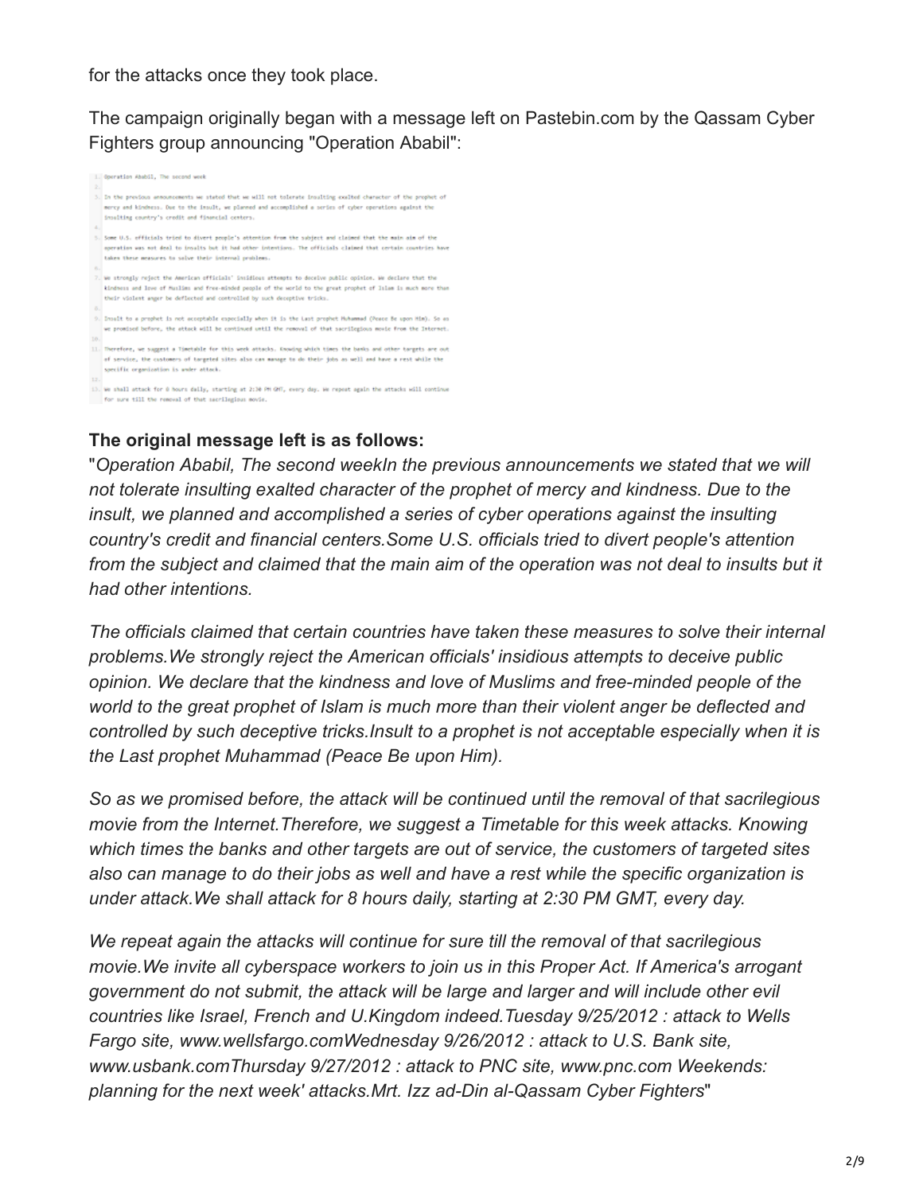for the attacks once they took place.

The campaign originally began with a message left on Pastebin.com by the Qassam Cyber Fighters group announcing "Operation Ababil":

```
1. Operation Ababil, The second week
2.
3. In the previous announcements we stated that we will not tolerate insulting exalted character of the prophet of mercy and kindness. Due to the insult, we planned and accomplished a series of cyber operations against the insulting country's credit and financial centers.
4.
5. Some U.S. officials tried to divert people's attention from the subject and claimed that the main aim of the operation was not deal to insults but it had other intentions. The officials claimed that certain countries have taken these measures to solve their internal problems.
6.
7. We strongly reject the American officials' insidious attempts to deceive public opinion. We declare that the kindness and love of Muslims and free-minded people of the world to the great prophet of Islam is much more than their violent anger be deflected and controlled by such deceptive tricks.
8.
9. Insult to a prophet is not acceptable especially when it is the Last prophet Muhammad (Peace Be upon Him). So as we promised before, the attack will be continued until the removal of that sacrilegious movie from the Internet.
10.
11. Therefore, we suggest a Timetable for this week attacks. Knowing which times the banks and other targets are out of service, the customers of targeted sites also can manage to do their jobs as well and have a rest while the specific organization is under attack.
12.
13. We shall attack for 8 hours daily, starting at 2:30 PM GMT, every day. We repeat again the attacks will continue for sure till the removal of that sacrilegious movie.
```

**The original message left is as follows:**

"*Operation Ababil, The second weekIn the previous announcements we stated that we will not tolerate insulting exalted character of the prophet of mercy and kindness. Due to the insult, we planned and accomplished a series of cyber operations against the insulting country's credit and financial centers.Some U.S. officials tried to divert people's attention from the subject and claimed that the main aim of the operation was not deal to insults but it had other intentions.*

*The officials claimed that certain countries have taken these measures to solve their internal problems.We strongly reject the American officials' insidious attempts to deceive public opinion. We declare that the kindness and love of Muslims and free-minded people of the world to the great prophet of Islam is much more than their violent anger be deflected and controlled by such deceptive tricks.Insult to a prophet is not acceptable especially when it is the Last prophet Muhammad (Peace Be upon Him).*

*So as we promised before, the attack will be continued until the removal of that sacrilegious movie from the Internet.Therefore, we suggest a Timetable for this week attacks. Knowing which times the banks and other targets are out of service, the customers of targeted sites also can manage to do their jobs as well and have a rest while the specific organization is under attack.We shall attack for 8 hours daily, starting at 2:30 PM GMT, every day.*

*We repeat again the attacks will continue for sure till the removal of that sacrilegious movie.We invite all cyberspace workers to join us in this Proper Act. If America's arrogant government do not submit, the attack will be large and larger and will include other evil countries like Israel, French and U.Kingdom indeed.Tuesday 9/25/2012 : attack to Wells Fargo site, www.wellsfargo.comWednesday 9/26/2012 : attack to U.S. Bank site, www.usbank.comThursday 9/27/2012 : attack to PNC site, www.pnc.com Weekends: planning for the next week' attacks.Mrt. Izz ad-Din al-Qassam Cyber Fighters*"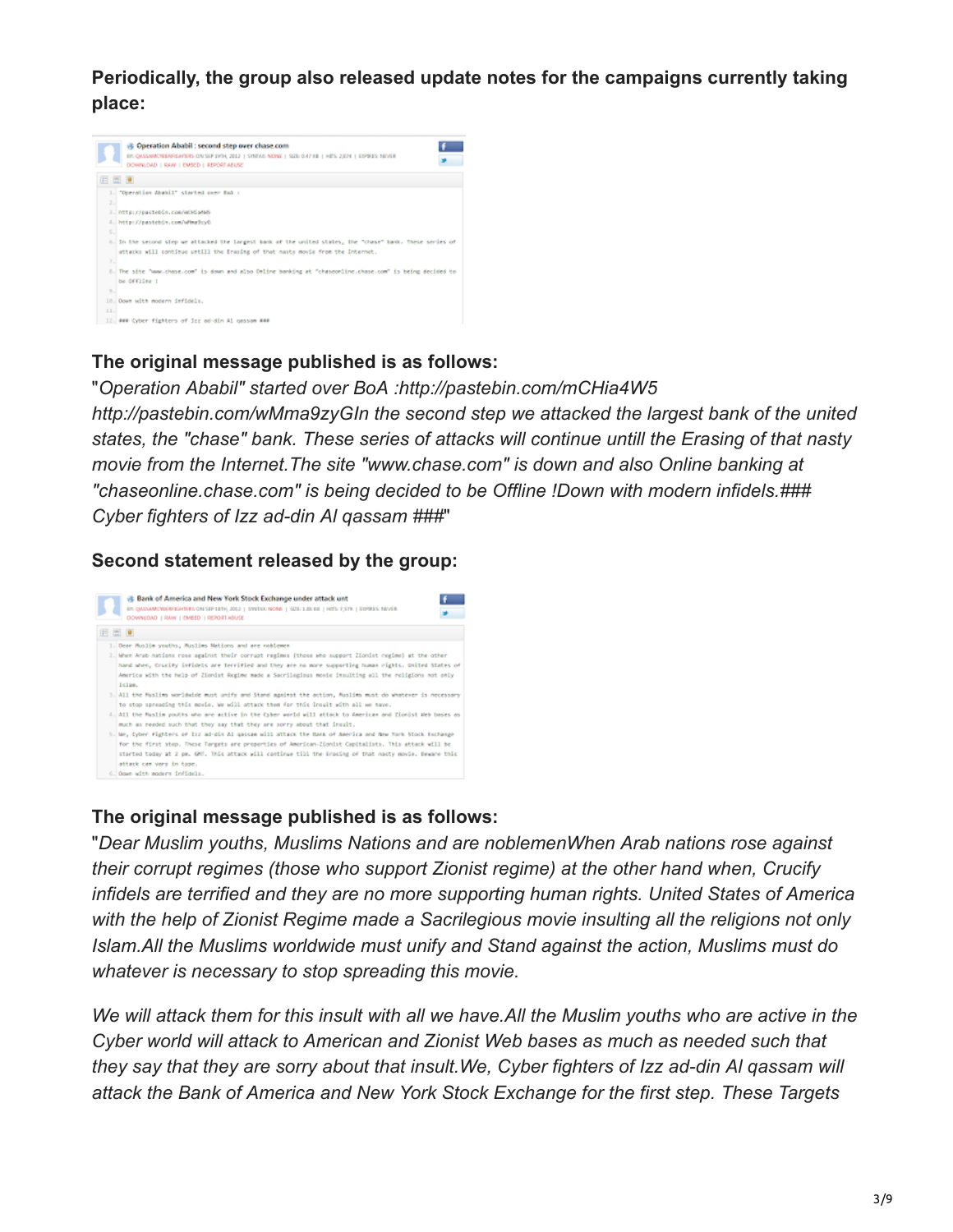**Periodically, the group also released update notes for the campaigns currently taking place:**

**The original message published is as follows:**

"*"Operation Ababil" started over BoA :http://pastebin.com/mCHia4W5 http://pastebin.com/wMma9zyGIn the second step we attacked the largest bank of the united states, the "chase" bank. These series of attacks will continue untill the Erasing of that nasty movie from the Internet.The site "www.chase.com" is down and also Online banking at "chaseonline.chase.com" is being decided to be Offline !Down with modern infidels.### Cyber fighters of Izz ad-din Al qassam ###*"

**Second statement released by the group:**

**The original message published is as follows:**

"*Dear Muslim youths, Muslims Nations and are noblemenWhen Arab nations rose against their corrupt regimes (those who support Zionist regime) at the other hand when, Crucify infidels are terrified and they are no more supporting human rights. United States of America with the help of Zionist Regime made a Sacrilegious movie insulting all the religions not only Islam.All the Muslims worldwide must unify and Stand against the action, Muslims must do whatever is necessary to stop spreading this movie.*

*We will attack them for this insult with all we have.All the Muslim youths who are active in the Cyber world will attack to American and Zionist Web bases as much as needed such that they say that they are sorry about that insult.We, Cyber fighters of Izz ad-din Al qassam will attack the Bank of America and New York Stock Exchange for the first step. These Targets*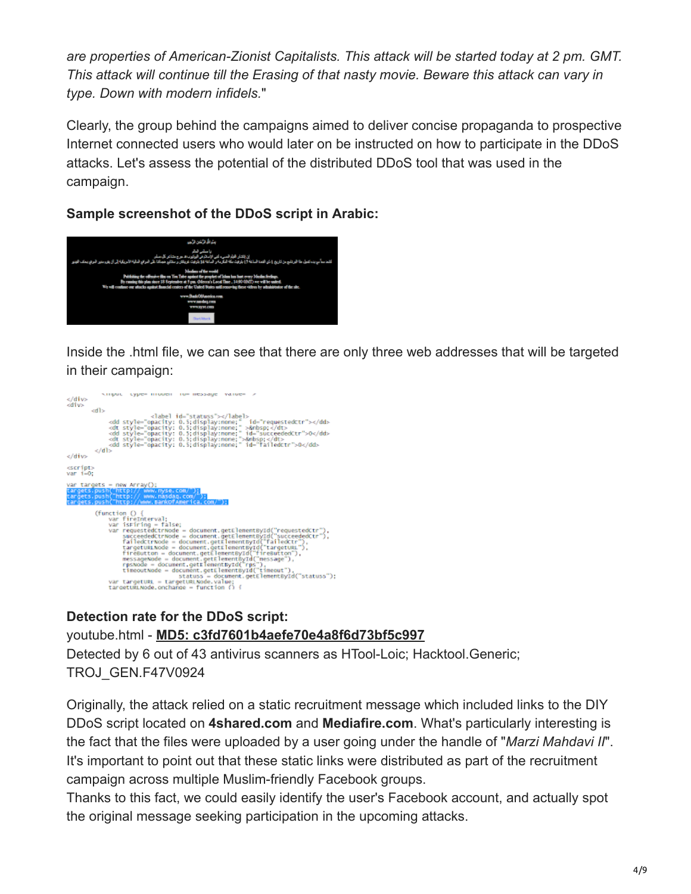are properties of American-Zionist Capitalists. This attack will be started today at 2 pm. GMT. This attack will continue till the Erasing of that nasty movie. Beware this attack can vary in type. Down with modern infidels.*"

Clearly, the group behind the campaigns aimed to deliver concise propaganda to prospective Internet connected users who would later on be instructed on how to participate in the DDoS attacks. Let's assess the potential of the distributed DDoS tool that was used in the campaign.

**Sample screenshot of the DDoS script in Arabic:**

Inside the .html file, we can see that there are only three web addresses that will be targeted in their campaign:

```
      <input type="hidden" id="message" value="" />
</div>
<div>
    <dl>
                <label id="statuss"></label>
        <dd style="opacity: 0.5;display:none;" id="requestedctr"></dd>
        <dt style="opacity: 0.5;display:none;" >&nbsp;</dt>
        <dd style="opacity: 0.5;display:none;" id="succeededctr">0</dd>
        <dt style="opacity: 0.5;display:none;">&nbsp;</dt>
        <dd style="opacity: 0.5;display:none;" id="failedctr">0</dd>
    </dl>
</div>

<script>
var i=0;

var targets = new Array();
targets.push("http:// www.nyse.com/ ");
targets.push("http:// www.nasdaq.com/ ");
targets.push("http://www.BankOfAmerica.com/ ");

    (function () {
        var fireInterval;
        var isFiring = false;
        var requestedCtrNode = document.getElementById("requestedctr"),
            succeededCtrNode = document.getElementById("succeededctr"),
            failedCtrNode = document.getElementById("failedctr"),
            targetURLNode = document.getElementById("targetURL"),
            fireButton = document.getElementById("fireButton"),
            messageNode = document.getElementById("message"),
            rpsNode = document.getElementById("rps"),
            timeoutNode = document.getElementById("timeout"),
                    statuss = document.getElementById("statuss");
        var targetURL = targetURLNode.value;
        targetURLNode.onchange = function () {
```

**Detection rate for the DDoS script:**
youtube.html - **MD5: c3fd7601b4aefe70e4a8f6d73bf5c997**
Detected by 6 out of 43 antivirus scanners as HTool-Loic; Hacktool.Generic; TROJ_GEN.F47V0924

Originally, the attack relied on a static recruitment message which included links to the DIY DDoS script located on **4shared.com** and **Mediafire.com**. What's particularly interesting is the fact that the files were uploaded by a user going under the handle of "*Marzi Mahdavi II*". It's important to point out that these static links were distributed as part of the recruitment campaign across multiple Muslim-friendly Facebook groups.
Thanks to this fact, we could easily identify the user's Facebook account, and actually spot the original message seeking participation in the upcoming attacks.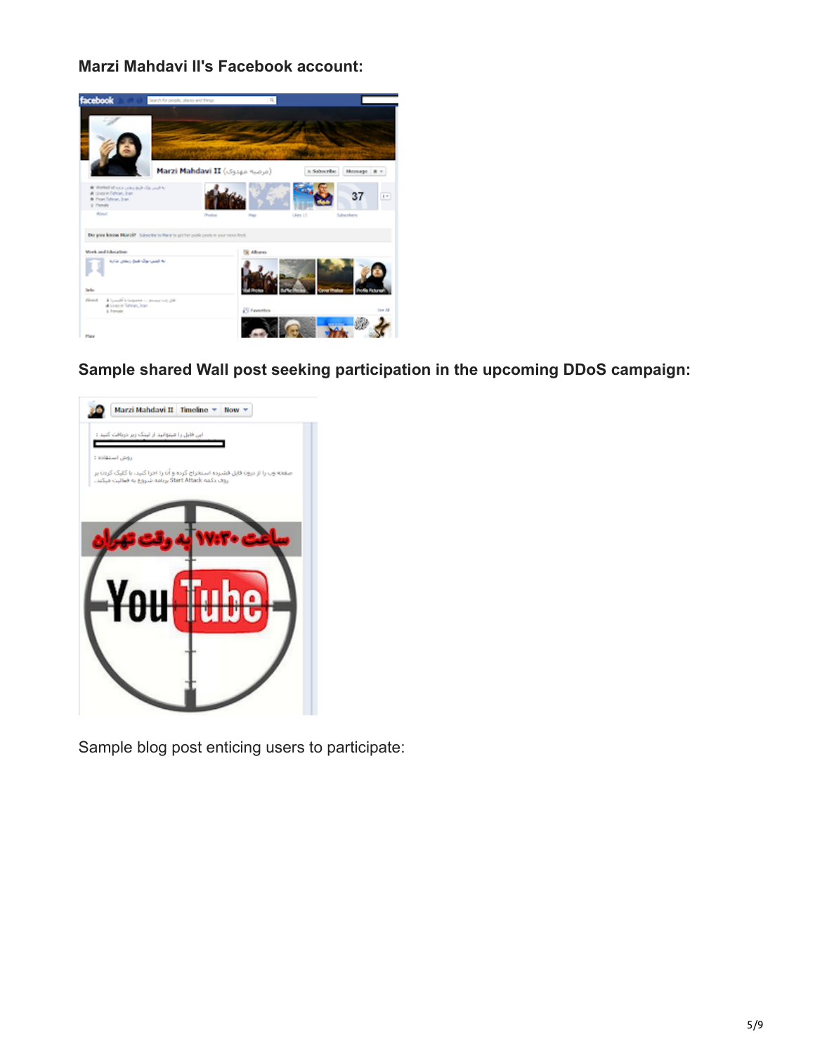**Marzi Mahdavi II's Facebook account:**

**Sample shared Wall post seeking participation in the upcoming DDoS campaign:**

Sample blog post enticing users to participate: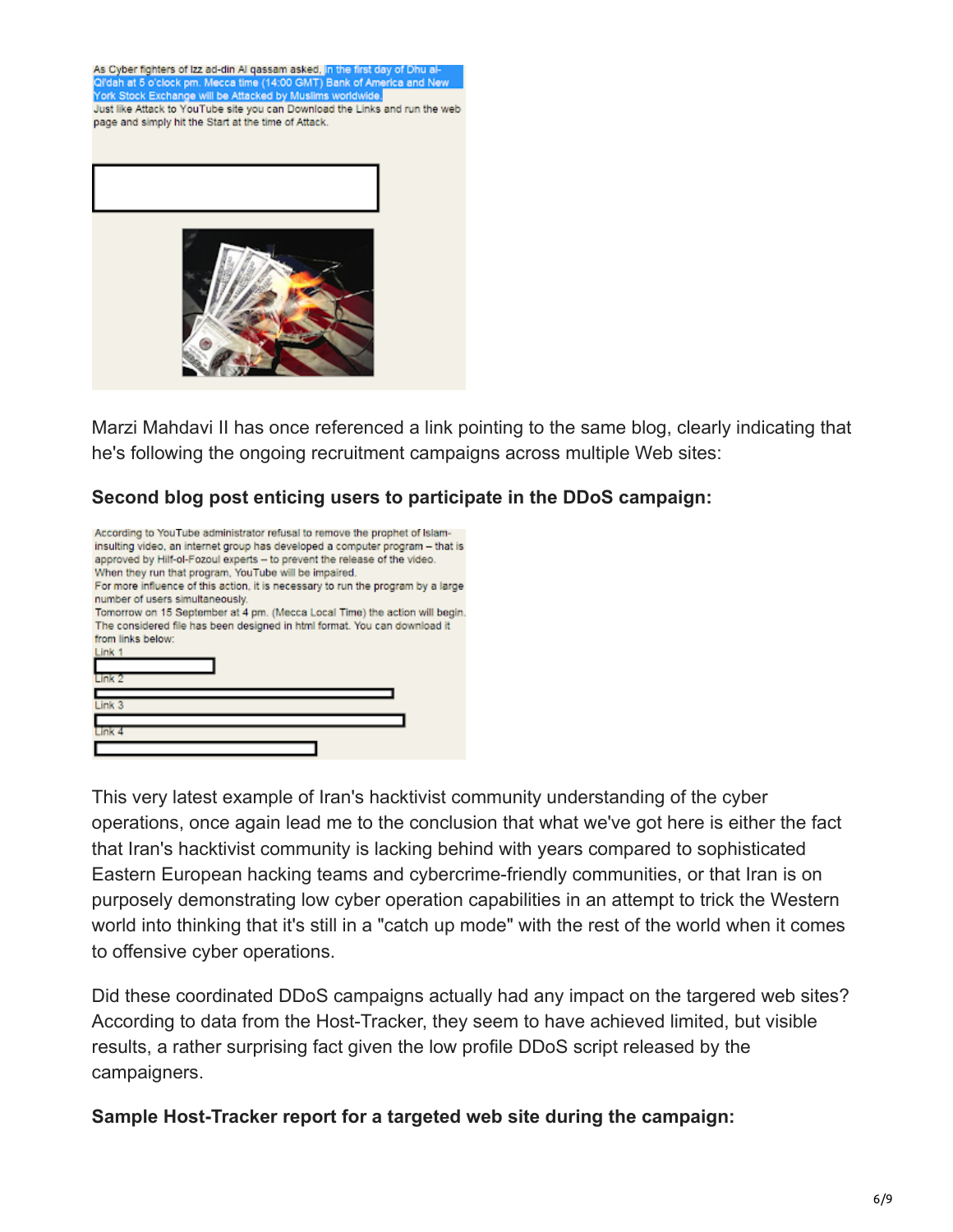As Cyber fighters of Izz ad-din Al qassam asked, in the first day of Dhu al-Qi'dah at 5 o'clock pm. Mecca time (14:00 GMT) Bank of America and New York Stock Exchange will be Attacked by Muslims worldwide.
Just like Attack to YouTube site you can Download the Links and run the web page and simply hit the Start at the time of Attack.

Marzi Mahdavi II has once referenced a link pointing to the same blog, clearly indicating that he's following the ongoing recruitment campaigns across multiple Web sites:

**Second blog post enticing users to participate in the DDoS campaign:**

According to YouTube administrator refusal to remove the prophet of Islam-insulting video, an internet group has developed a computer program – that is approved by Hilf-ol-Fozoul experts – to prevent the release of the video.
When they run that program, YouTube will be impaired.
For more influence of this action, it is necessary to run the program by a large number of users simultaneously.
Tomorrow on 15 September at 4 pm. (Mecca Local Time) the action will begin.
The considered file has been designed in html format. You can download it from links below:
Link 1
Link 2
Link 3
Link 4

This very latest example of Iran's hacktivist community understanding of the cyber operations, once again lead me to the conclusion that what we've got here is either the fact that Iran's hacktivist community is lacking behind with years compared to sophisticated Eastern European hacking teams and cybercrime-friendly communities, or that Iran is on purposely demonstrating low cyber operation capabilities in an attempt to trick the Western world into thinking that it's still in a "catch up mode" with the rest of the world when it comes to offensive cyber operations.

Did these coordinated DDoS campaigns actually had any impact on the targered web sites? According to data from the Host-Tracker, they seem to have achieved limited, but visible results, a rather surprising fact given the low profile DDoS script released by the campaigners.

**Sample Host-Tracker report for a targeted web site during the campaign:**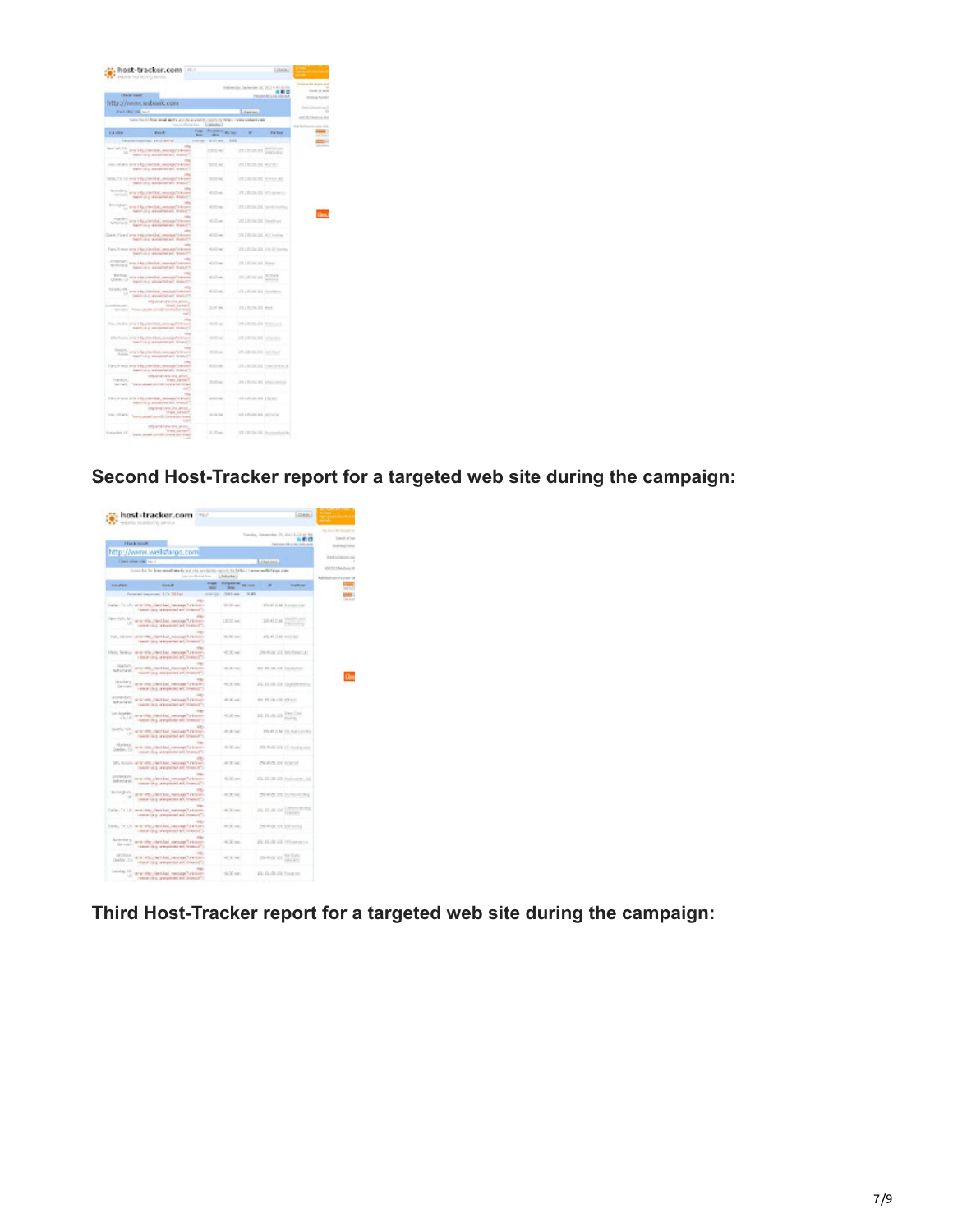**Second Host-Tracker report for a targeted web site during the campaign:**

**Third Host-Tracker report for a targeted web site during the campaign:**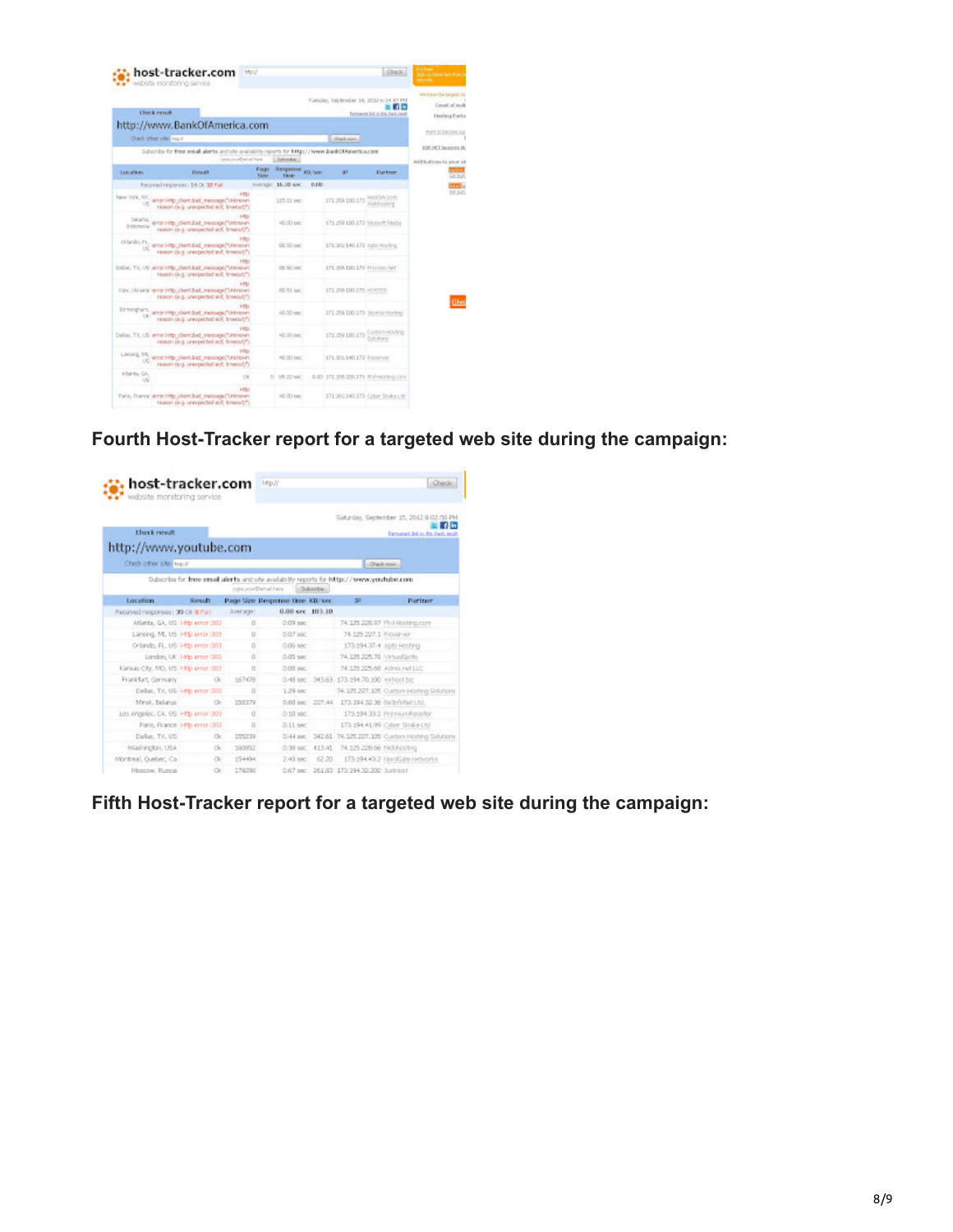**Fourth Host-Tracker report for a targeted web site during the campaign:**

**Fifth Host-Tracker report for a targeted web site during the campaign:**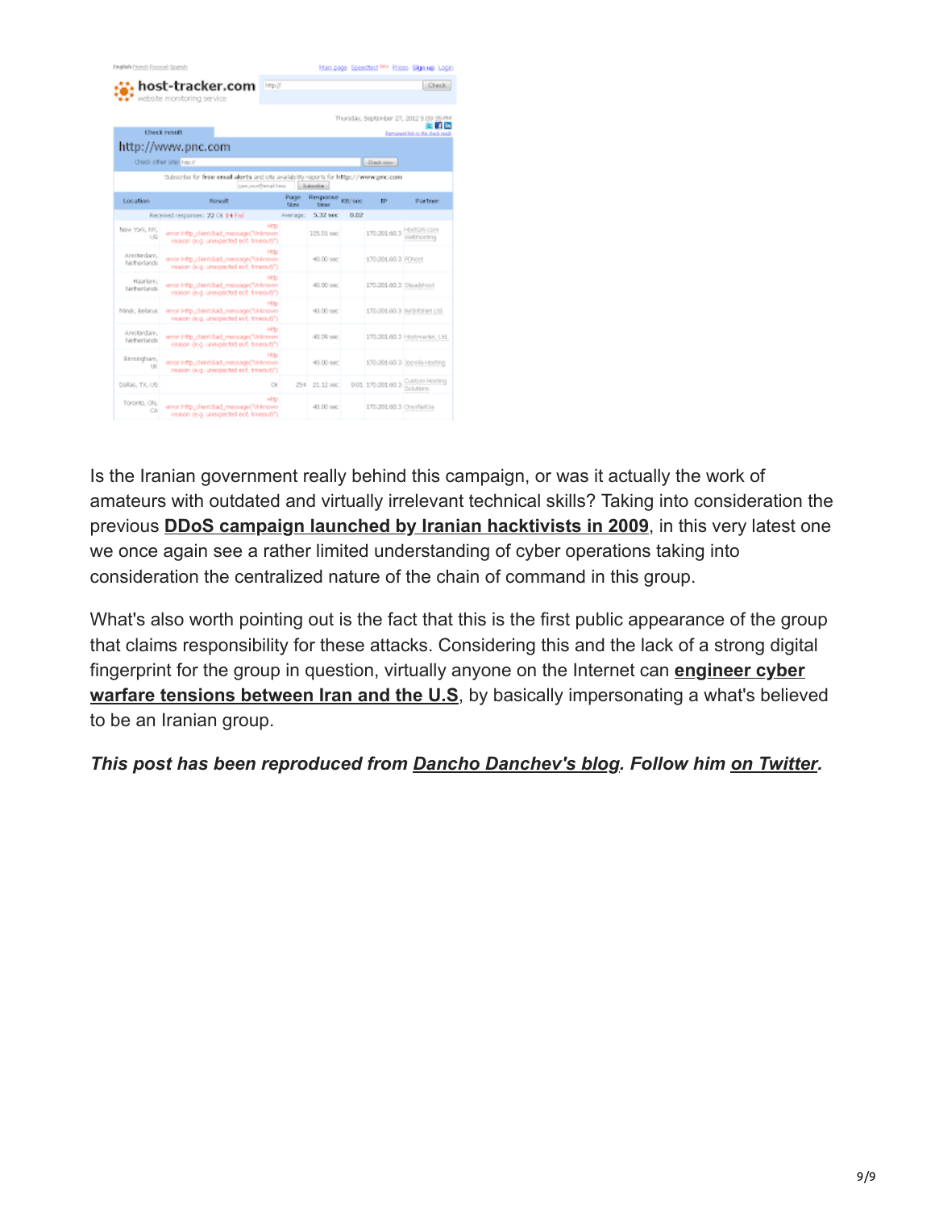Is the Iranian government really behind this campaign, or was it actually the work of amateurs with outdated and virtually irrelevant technical skills? Taking into consideration the previous **DDoS campaign launched by Iranian hacktivists in 2009**, in this very latest one we once again see a rather limited understanding of cyber operations taking into consideration the centralized nature of the chain of command in this group.

What's also worth pointing out is the fact that this is the first public appearance of the group that claims responsibility for these attacks. Considering this and the lack of a strong digital fingerprint for the group in question, virtually anyone on the Internet can **engineer cyber warfare tensions between Iran and the U.S**, by basically impersonating a what's believed to be an Iranian group.

***This post has been reproduced from Dancho Danchev's blog. Follow him on Twitter.***